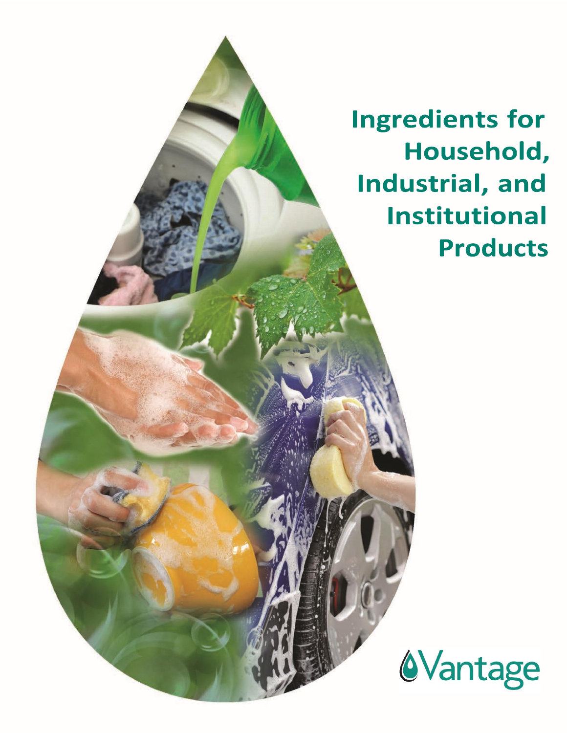# Ingredients for Household, Industrial, and Institutional Products

Vantage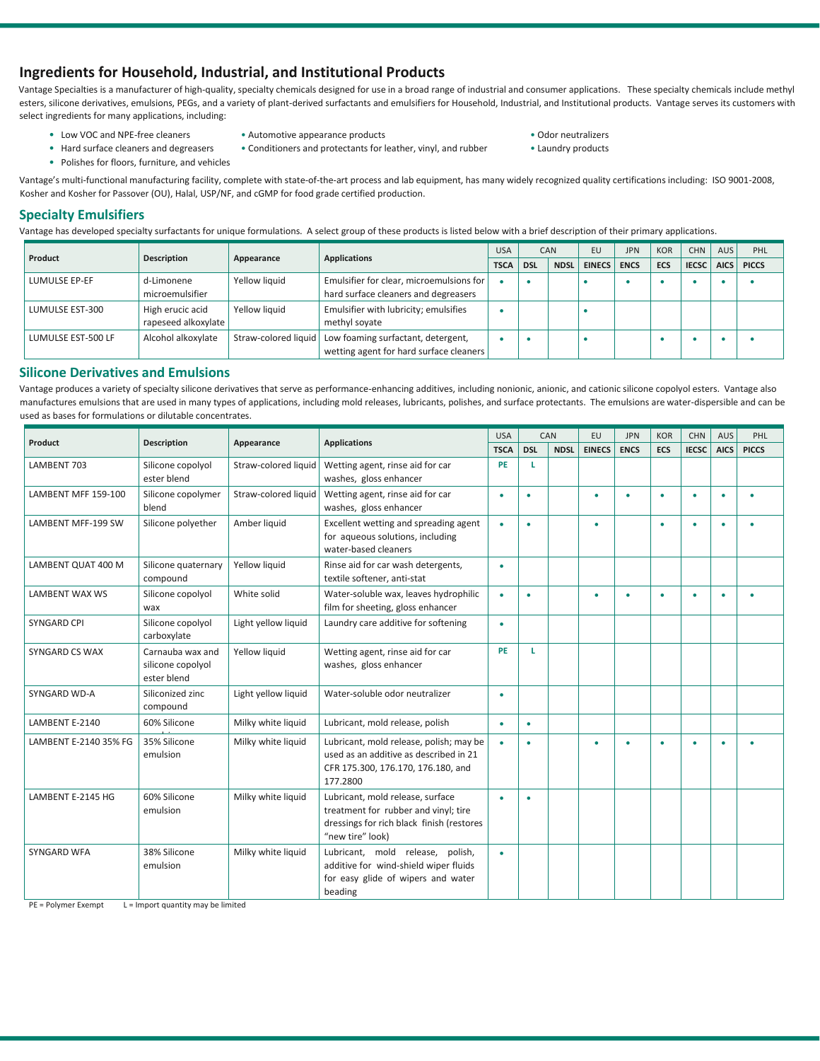## Ingredients for Household, Industrial, and Institutional Products

Vantage Specialties is a manufacturer of high-quality, specialty chemicals designed for use in a broad range of industrial and consumer applications. These specialty chemicals include methyl esters, silicone derivatives, emulsions, PEGs, and a variety of plant-derived surfactants and emulsifiers for Household, Industrial, and Institutional products. Vantage serves its customers with select ingredients for many applications, including:

- Low VOC and NPE-free cleaners
- Hard surface cleaners and degreasers
- Polishes for floors, furniture, and vehicles
- Automotive appearance products
- Conditioners and protectants for leather, vinyl, and rubber
- Odor neutralizers
- Laundry products

Vantage's multi-functional manufacturing facility, complete with state-of-the-art process and lab equipment, has many widely recognized quality certifications including: ISO 9001-2008, Kosher and Kosher for Passover (OU), Halal, USP/NF, and cGMP for food grade certified production.

### Specialty Emulsifiers

Vantage has developed specialty surfactants for unique formulations. A select group of these products is listed below with a brief description of their primary applications.

| Product | Description | Appearance | Applications | USA | CAN | | EU | JPN | KOR | CHN | AUS | PHL |
|---|---|---|---|---|---|---|---|---|---|---|---|---|
| | | | | TSCA | DSL | NDSL | EINECS | ENCS | ECS | IECSC | AICS | PICCS |
| LUMULSE EP-EF | d-Limonene microemulsifier | Yellow liquid | Emulsifier for clear, microemulsions for hard surface cleaners and degreasers | • | • | | • | • | • | • | • | • |
| LUMULSE EST-300 | High erucic acid rapeseed alkoxylate | Yellow liquid | Emulsifier with lubricity; emulsifies methyl soyate | • | | | • | | | | | |
| LUMULSE EST-500 LF | Alcohol alkoxylate | Straw-colored liquid | Low foaming surfactant, detergent, wetting agent for hard surface cleaners | • | • | | • | | • | • | • | • |

### Silicone Derivatives and Emulsions

Vantage produces a variety of specialty silicone derivatives that serve as performance-enhancing additives, including nonionic, anionic, and cationic silicone copolyol esters. Vantage also manufactures emulsions that are used in many types of applications, including mold releases, lubricants, polishes, and surface protectants. The emulsions are water-dispersible and can be used as bases for formulations or dilutable concentrates.

| Product | Description | Appearance | Applications | USA | CAN | | EU | JPN | KOR | CHN | AUS | PHL |
|---|---|---|---|---|---|---|---|---|---|---|---|---|
| | | | | TSCA | DSL | NDSL | EINECS | ENCS | ECS | IECSC | AICS | PICCS |
| LAMBENT 703 | Silicone copolyol ester blend | Straw-colored liquid | Wetting agent, rinse aid for car washes, gloss enhancer | PE | L | | | | | | | |
| LAMBENT MFF 159-100 | Silicone copolymer blend | Straw-colored liquid | Wetting agent, rinse aid for car washes, gloss enhancer | • | • | | • | • | • | • | • | • |
| LAMBENT MFF-199 SW | Silicone polyether | Amber liquid | Excellent wetting and spreading agent for aqueous solutions, including water-based cleaners | • | • | | • | | • | • | • | • |
| LAMBENT QUAT 400 M | Silicone quaternary compound | Yellow liquid | Rinse aid for car wash detergents, textile softener, anti-stat | • | | | | | | | | |
| LAMBENT WAX WS | Silicone copolyol wax | White solid | Water-soluble wax, leaves hydrophilic film for sheeting, gloss enhancer | • | • | | • | • | • | • | • | • |
| SYNGARD CPI | Silicone copolyol carboxylate | Light yellow liquid | Laundry care additive for softening | • | | | | | | | | |
| SYNGARD CS WAX | Carnauba wax and silicone copolyol ester blend | Yellow liquid | Wetting agent, rinse aid for car washes, gloss enhancer | PE | L | | | | | | | |
| SYNGARD WD-A | Siliconized zinc compound | Light yellow liquid | Water-soluble odor neutralizer | • | | | | | | | | |
| LAMBENT E-2140 | 60% Silicone | Milky white liquid | Lubricant, mold release, polish | • | • | | | | | | | |
| LAMBENT E-2140 35% FG | 35% Silicone emulsion | Milky white liquid | Lubricant, mold release, polish; may be used as an additive as described in 21 CFR 175.300, 176.170, 176.180, and 177.2800 | • | • | | • | • | • | • | • | • |
| LAMBENT E-2145 HG | 60% Silicone emulsion | Milky white liquid | Lubricant, mold release, surface treatment for rubber and vinyl; tire dressings for rich black finish (restores "new tire" look) | • | • | | | | | | | |
| SYNGARD WFA | 38% Silicone emulsion | Milky white liquid | Lubricant, mold release, polish, additive for wind-shield wiper fluids for easy glide of wipers and water beading | • | | | | | | | | |

PE = Polymer Exempt    L = Import quantity may be limited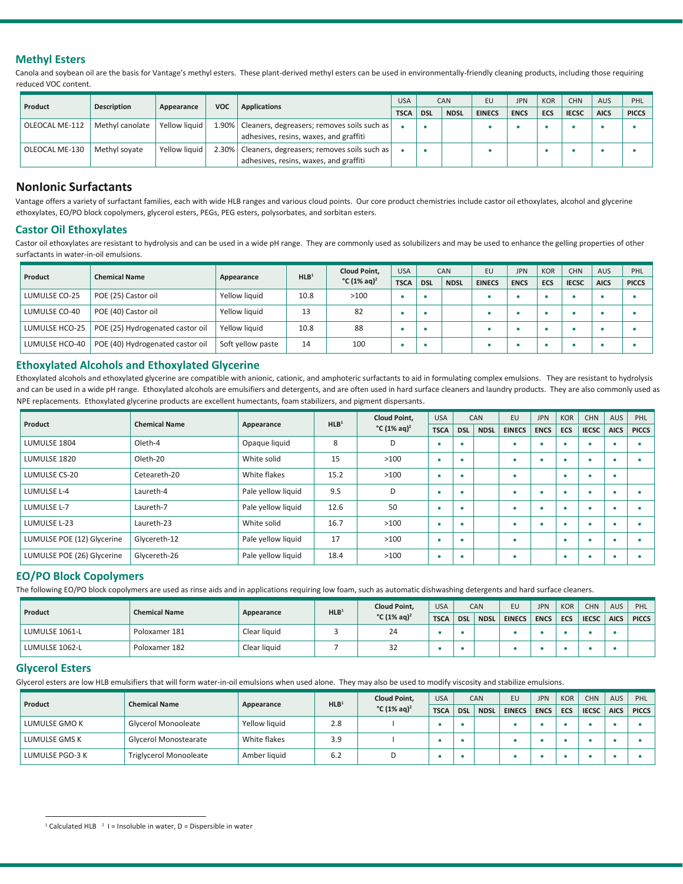## Methyl Esters

Canola and soybean oil are the basis for Vantage's methyl esters. These plant-derived methyl esters can be used in environmentally-friendly cleaning products, including those requiring reduced VOC content.

| Product | Description | Appearance | VOC | Applications | USA | CAN | | EU | JPN | KOR | CHN | AUS | PHL |
|---|---|---|---|---|---|---|---|---|---|---|---|---|---|
| | | | | | TSCA | DSL | NDSL | EINECS | ENCS | ECS | IECSC | AICS | PICCS |
| OLEOCAL ME-112 | Methyl canolate | Yellow liquid | 1.90% | Cleaners, degreasers; removes soils such as adhesives, resins, waxes, and graffiti | • | • | | • | • | • | • | • | • |
| OLEOCAL ME-130 | Methyl soyate | Yellow liquid | 2.30% | Cleaners, degreasers; removes soils such as adhesives, resins, waxes, and graffiti | • | • | | • | | • | • | • | • |

## NonIonic Surfactants

Vantage offers a variety of surfactant families, each with wide HLB ranges and various cloud points. Our core product chemistries include castor oil ethoxylates, alcohol and glycerine ethoxylates, EO/PO block copolymers, glycerol esters, PEGs, PEG esters, polysorbates, and sorbitan esters.

### Castor Oil Ethoxylates

Castor oil ethoxylates are resistant to hydrolysis and can be used in a wide pH range. They are commonly used as solubilizers and may be used to enhance the gelling properties of other surfactants in water-in-oil emulsions.

| Product | Chemical Name | Appearance | HLB[1] | Cloud Point, °C (1% aq)[2] | USA | CAN | | EU | JPN | KOR | CHN | AUS | PHL |
|---|---|---|---|---|---|---|---|---|---|---|---|---|---|
| | | | | | TSCA | DSL | NDSL | EINECS | ENCS | ECS | IECSC | AICS | PICCS |
| LUMULSE CO-25 | POE (25) Castor oil | Yellow liquid | 10.8 | >100 | • | • | | • | • | • | • | • | • |
| LUMULSE CO-40 | POE (40) Castor oil | Yellow liquid | 13 | 82 | • | • | | • | • | • | • | • | • |
| LUMULSE HCO-25 | POE (25) Hydrogenated castor oil | Yellow liquid | 10.8 | 88 | • | • | | • | • | • | • | • | • |
| LUMULSE HCO-40 | POE (40) Hydrogenated castor oil | Soft yellow paste | 14 | 100 | • | • | | • | • | • | • | • | • |

### Ethoxylated Alcohols and Ethoxylated Glycerine

Ethoxylated alcohols and ethoxylated glycerine are compatible with anionic, cationic, and amphoteric surfactants to aid in formulating complex emulsions. They are resistant to hydrolysis and can be used in a wide pH range. Ethoxylated alcohols are emulsifiers and detergents, and are often used in hard surface cleaners and laundry products. They are also commonly used as NPE replacements. Ethoxylated glycerine products are excellent humectants, foam stabilizers, and pigment dispersants.

| Product | Chemical Name | Appearance | HLB[1] | Cloud Point, °C (1% aq)[2] | USA | CAN | | EU | JPN | KOR | CHN | AUS | PHL |
|---|---|---|---|---|---|---|---|---|---|---|---|---|---|
| | | | | | TSCA | DSL | NDSL | EINECS | ENCS | ECS | IECSC | AICS | PICCS |
| LUMULSE 1804 | Oleth-4 | Opaque liquid | 8 | D | • | • | | • | • | • | • | • | • |
| LUMULSE 1820 | Oleth-20 | White solid | 15 | >100 | • | • | | • | • | • | • | • | • |
| LUMULSE CS-20 | Ceteareth-20 | White flakes | 15.2 | >100 | • | • | | • | | • | • | • | |
| LUMULSE L-4 | Laureth-4 | Pale yellow liquid | 9.5 | D | • | • | | • | • | • | • | • | • |
| LUMULSE L-7 | Laureth-7 | Pale yellow liquid | 12.6 | 50 | • | • | | • | • | • | • | • | • |
| LUMULSE L-23 | Laureth-23 | White solid | 16.7 | >100 | • | • | | • | • | • | • | • | • |
| LUMULSE POE (12) Glycerine | Glycereth-12 | Pale yellow liquid | 17 | >100 | • | • | | • | | • | • | • | • |
| LUMULSE POE (26) Glycerine | Glycereth-26 | Pale yellow liquid | 18.4 | >100 | • | • | | • | | • | • | • | • |

### EO/PO Block Copolymers

The following EO/PO block copolymers are used as rinse aids and in applications requiring low foam, such as automatic dishwashing detergents and hard surface cleaners.

| Product | Chemical Name | Appearance | HLB[1] | Cloud Point, °C (1% aq)[2] | USA | CAN | | EU | JPN | KOR | CHN | AUS | PHL |
|---|---|---|---|---|---|---|---|---|---|---|---|---|---|
| | | | | | TSCA | DSL | NDSL | EINECS | ENCS | ECS | IECSC | AICS | PICCS |
| LUMULSE 1061-L | Poloxamer 181 | Clear liquid | 3 | 24 | • | • | | • | • | • | • | • | |
| LUMULSE 1062-L | Poloxamer 182 | Clear liquid | 7 | 32 | • | • | | • | • | • | • | • | |

### Glycerol Esters

Glycerol esters are low HLB emulsifiers that will form water-in-oil emulsions when used alone. They may also be used to modify viscosity and stabilize emulsions.

| Product | Chemical Name | Appearance | HLB[1] | Cloud Point, °C (1% aq)[2] | USA | CAN | | EU | JPN | KOR | CHN | AUS | PHL |
|---|---|---|---|---|---|---|---|---|---|---|---|---|---|
| | | | | | TSCA | DSL | NDSL | EINECS | ENCS | ECS | IECSC | AICS | PICCS |
| LUMULSE GMO K | Glycerol Monooleate | Yellow liquid | 2.8 | I | • | • | | • | • | • | • | • | • |
| LUMULSE GMS K | Glycerol Monostearate | White flakes | 3.9 | I | • | • | | • | • | • | • | • | • |
| LUMULSE PGO-3 K | Triglycerol Monooleate | Amber liquid | 6.2 | D | • | • | | • | • | • | • | • | • |

[1] Calculated HLB [2] I = Insoluble in water, D = Dispersible in water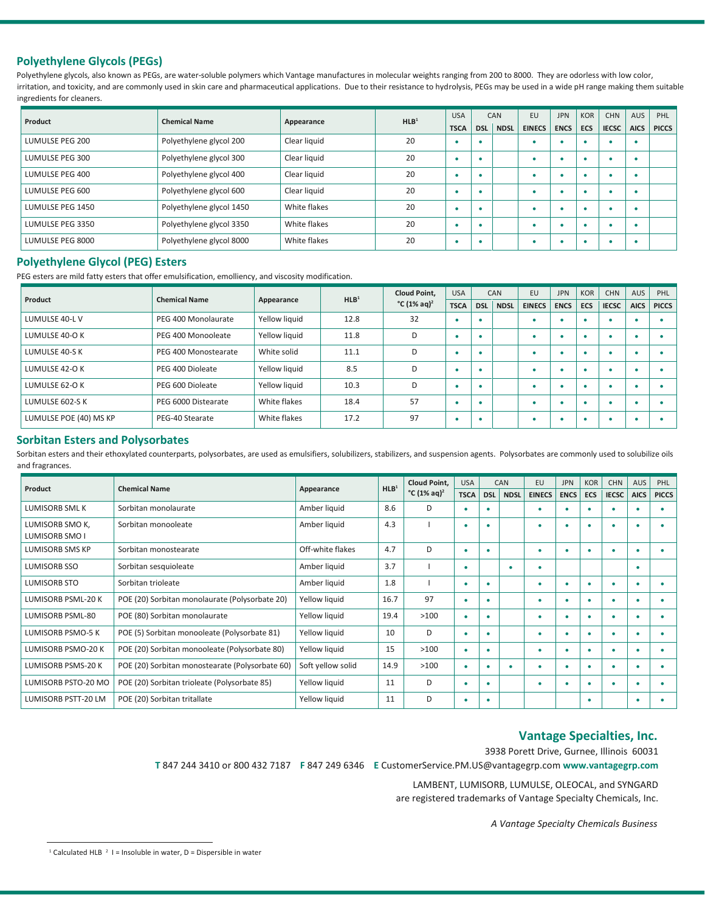## Polyethylene Glycols (PEGs)

Polyethylene glycols, also known as PEGs, are water-soluble polymers which Vantage manufactures in molecular weights ranging from 200 to 8000. They are odorless with low color, irritation, and toxicity, and are commonly used in skin care and pharmaceutical applications. Due to their resistance to hydrolysis, PEGs may be used in a wide pH range making them suitable ingredients for cleaners.

| Product | Chemical Name | Appearance | HLB[1] | USA | CAN | | EU | JPN | KOR | CHN | AUS | PHL |
|---|---|---|---|---|---|---|---|---|---|---|---|---|
| | | | | TSCA | DSL | NDSL | EINECS | ENCS | ECS | IECSC | AICS | PICCS |
| LUMULSE PEG 200 | Polyethylene glycol 200 | Clear liquid | 20 | • | • | | • | • | • | • | • | |
| LUMULSE PEG 300 | Polyethylene glycol 300 | Clear liquid | 20 | • | • | | • | • | • | • | • | |
| LUMULSE PEG 400 | Polyethylene glycol 400 | Clear liquid | 20 | • | • | | • | • | • | • | • | |
| LUMULSE PEG 600 | Polyethylene glycol 600 | Clear liquid | 20 | • | • | | • | • | • | • | • | |
| LUMULSE PEG 1450 | Polyethylene glycol 1450 | White flakes | 20 | • | • | | • | • | • | • | • | |
| LUMULSE PEG 3350 | Polyethylene glycol 3350 | White flakes | 20 | • | • | | • | • | • | • | • | |
| LUMULSE PEG 8000 | Polyethylene glycol 8000 | White flakes | 20 | • | • | | • | • | • | • | • | |

## Polyethylene Glycol (PEG) Esters

PEG esters are mild fatty esters that offer emulsification, emolliency, and viscosity modification.

| Product | Chemical Name | Appearance | HLB[1] | Cloud Point, °C (1% aq)[2] | USA | CAN | | EU | JPN | KOR | CHN | AUS | PHL |
|---|---|---|---|---|---|---|---|---|---|---|---|---|---|
| | | | | | TSCA | DSL | NDSL | EINECS | ENCS | ECS | IECSC | AICS | PICCS |
| LUMULSE 40-L V | PEG 400 Monolaurate | Yellow liquid | 12.8 | 32 | • | • | | • | • | • | • | • | • |
| LUMULSE 40-O K | PEG 400 Monooleate | Yellow liquid | 11.8 | D | • | • | | • | • | • | • | • | • |
| LUMULSE 40-S K | PEG 400 Monostearate | White solid | 11.1 | D | • | • | | • | • | • | • | • | • |
| LUMULSE 42-O K | PEG 400 Dioleate | Yellow liquid | 8.5 | D | • | • | | • | • | • | • | • | • |
| LUMULSE 62-O K | PEG 600 Dioleate | Yellow liquid | 10.3 | D | • | • | | • | • | • | • | • | • |
| LUMULSE 602-S K | PEG 6000 Distearate | White flakes | 18.4 | 57 | • | • | | • | • | • | • | • | • |
| LUMULSE POE (40) MS KP | PEG-40 Stearate | White flakes | 17.2 | 97 | • | • | | • | • | • | • | • | • |

## Sorbitan Esters and Polysorbates

Sorbitan esters and their ethoxylated counterparts, polysorbates, are used as emulsifiers, solubilizers, stabilizers, and suspension agents. Polysorbates are commonly used to solubilize oils and fragrances.

| Product | Chemical Name | Appearance | HLB[1] | Cloud Point, °C (1% aq)[2] | USA | CAN | | EU | JPN | KOR | CHN | AUS | PHL |
|---|---|---|---|---|---|---|---|---|---|---|---|---|---|
| | | | | | TSCA | DSL | NDSL | EINECS | ENCS | ECS | IECSC | AICS | PICCS |
| LUMISORB SML K | Sorbitan monolaurate | Amber liquid | 8.6 | D | • | • | | • | • | • | • | • | • |
| LUMISORB SMO K, LUMISORB SMO I | Sorbitan monooleate | Amber liquid | 4.3 | I | • | • | | • | • | • | • | • | • |
| LUMISORB SMS KP | Sorbitan monostearate | Off-white flakes | 4.7 | D | • | • | | • | • | • | • | • | • |
| LUMISORB SSO | Sorbitan sesquioleate | Amber liquid | 3.7 | I | • | | • | • | | | | • | |
| LUMISORB STO | Sorbitan trioleate | Amber liquid | 1.8 | I | • | • | | • | • | • | • | • | • |
| LUMISORB PSML-20 K | POE (20) Sorbitan monolaurate (Polysorbate 20) | Yellow liquid | 16.7 | 97 | • | • | | • | • | • | • | • | • |
| LUMISORB PSML-80 | POE (80) Sorbitan monolaurate | Yellow liquid | 19.4 | >100 | • | • | | • | • | • | • | • | • |
| LUMISORB PSMO-5 K | POE (5) Sorbitan monooleate (Polysorbate 81) | Yellow liquid | 10 | D | • | • | | • | • | • | • | • | • |
| LUMISORB PSMO-20 K | POE (20) Sorbitan monooleate (Polysorbate 80) | Yellow liquid | 15 | >100 | • | • | | • | • | • | • | • | • |
| LUMISORB PSMS-20 K | POE (20) Sorbitan monostearate (Polysorbate 60) | Soft yellow solid | 14.9 | >100 | • | • | • | • | • | • | • | • | • |
| LUMISORB PSTO-20 MO | POE (20) Sorbitan trioleate (Polysorbate 85) | Yellow liquid | 11 | D | • | • | | • | • | • | • | • | • |
| LUMISORB PSTT-20 LM | POE (20) Sorbitan tritallate | Yellow liquid | 11 | D | • | • | | | | • | | • | • |

**Vantage Specialties, Inc.**

3938 Porett Drive, Gurnee, Illinois 60031

**T** 847 244 3410 or 800 432 7187 **F** 847 249 6346 **E** CustomerService.PM.US@vantagegrp.com **www.vantagegrp.com**

LAMBENT, LUMISORB, LUMULSE, OLEOCAL, and SYNGARD are registered trademarks of Vantage Specialty Chemicals, Inc.

*A Vantage Specialty Chemicals Business*

[1] Calculated HLB [2] I = Insoluble in water, D = Dispersible in water